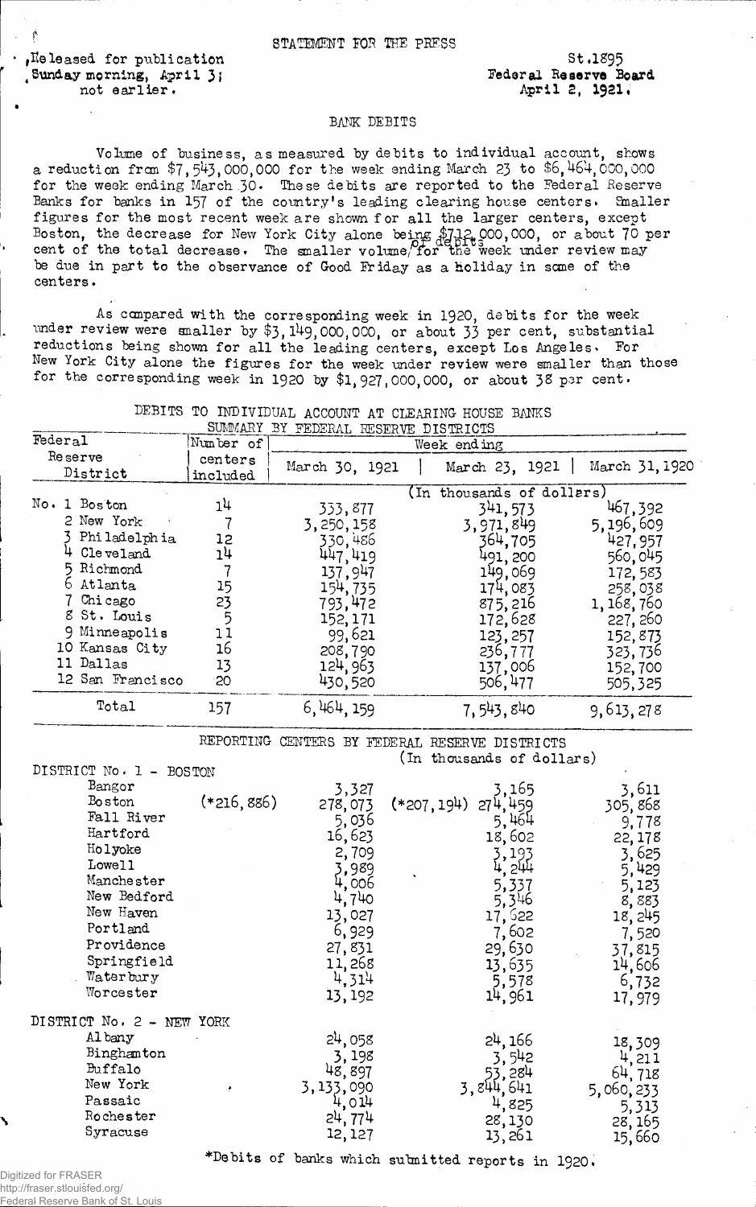STATEMENT FOR THE PRESS

Released for publication Sunday morning, April 3; not earlier.

St.1895
Federal Reserve Board
April 2, 1921.

## BANK DEBITS

Volume of business, as measured by debits to individual account, shows a reduction from $7,543,000,000 for the week ending March 23 to $6,464,000,000 for the week ending March 30. These debits are reported to the Federal Reserve Banks for banks in 157 of the country's leading clearing house centers. Smaller figures for the most recent week are shown for all the larger centers, except Boston, the decrease for New York City alone being $712,000,000, or about 70 per cent of the total decrease. The smaller volume of debits for the week under review may be due in part to the observance of Good Friday as a holiday in some of the centers.

As compared with the corresponding week in 1920, debits for the week under review were smaller by $3,149,000,000, or about 33 per cent, substantial reductions being shown for all the leading centers, except Los Angeles. For New York City alone the figures for the week under review were smaller than those for the corresponding week in 1920 by $1,927,000,000, or about 38 per cent.

DEBITS TO INDIVIDUAL ACCOUNT AT CLEARING HOUSE BANKS
SUMMARY BY FEDERAL RESERVE DISTRICTS

| Federal Reserve District | Number of centers included | Week ending March 30, 1921 | March 23, 1921 | March 31, 1920 |
|---|---|---|---|---|
| | | (In thousands of dollars) | | |
| No. 1 Boston | 14 | 333,877 | 341,573 | 467,392 |
| 2 New York | 7 | 3,250,158 | 3,971,849 | 5,196,609 |
| 3 Philadelphia | 12 | 330,486 | 364,705 | 427,957 |
| 4 Cleveland | 14 | 447,419 | 491,200 | 560,045 |
| 5 Richmond | 7 | 137,947 | 149,069 | 172,583 |
| 6 Atlanta | 15 | 154,735 | 174,083 | 258,038 |
| 7 Chicago | 23 | 793,472 | 875,216 | 1,168,760 |
| 8 St. Louis | 5 | 152,171 | 172,628 | 227,260 |
| 9 Minneapolis | 11 | 99,621 | 123,257 | 152,873 |
| 10 Kansas City | 16 | 208,790 | 236,777 | 323,736 |
| 11 Dallas | 13 | 124,963 | 137,006 | 152,700 |
| 12 San Francisco | 20 | 430,520 | 506,477 | 505,325 |
| Total | 157 | 6,464,159 | 7,543,840 | 9,613,278 |

REPORTING CENTERS BY FEDERAL RESERVE DISTRICTS
(In thousands of dollars)

| | | March 30, 1921 | | March 23, 1921 | March 31, 1920 |
|---|---|---|---|---|---|
| **DISTRICT No. 1 - BOSTON** | | | | | |
| Bangor | | 3,327 | | 3,165 | 3,611 |
| Boston | (*216,886) | 278,073 | (*207,194) | 274,459 | 305,868 |
| Fall River | | 5,036 | | 5,464 | 9,778 |
| Hartford | | 16,623 | | 18,602 | 22,178 |
| Holyoke | | 2,709 | | 3,193 | 3,625 |
| Lowell | | 3,989 | | 4,244 | 5,429 |
| Manchester | | 4,006 | | 5,337 | 5,123 |
| New Bedford | | 4,740 | | 5,346 | 8,883 |
| New Haven | | 13,027 | | 17,622 | 18,245 |
| Portland | | 6,929 | | 7,602 | 7,520 |
| Providence | | 27,831 | | 29,630 | 37,815 |
| Springfield | | 11,268 | | 13,635 | 14,606 |
| Waterbury | | 4,314 | | 5,578 | 6,732 |
| Worcester | | 13,192 | | 14,961 | 17,979 |
| **DISTRICT No. 2 - NEW YORK** | | | | | |
| Albany | | 24,058 | | 24,166 | 18,309 |
| Binghamton | | 3,198 | | 3,542 | 4,211 |
| Buffalo | | 48,897 | | 53,284 | 64,718 |
| New York | | 3,133,090 | | 3,844,641 | 5,060,233 |
| Passaic | | 4,014 | | 4,825 | 5,313 |
| Rochester | | 24,774 | | 28,130 | 28,165 |
| Syracuse | | 12,127 | | 13,261 | 15,660 |

*Debits of banks which submitted reports in 1920.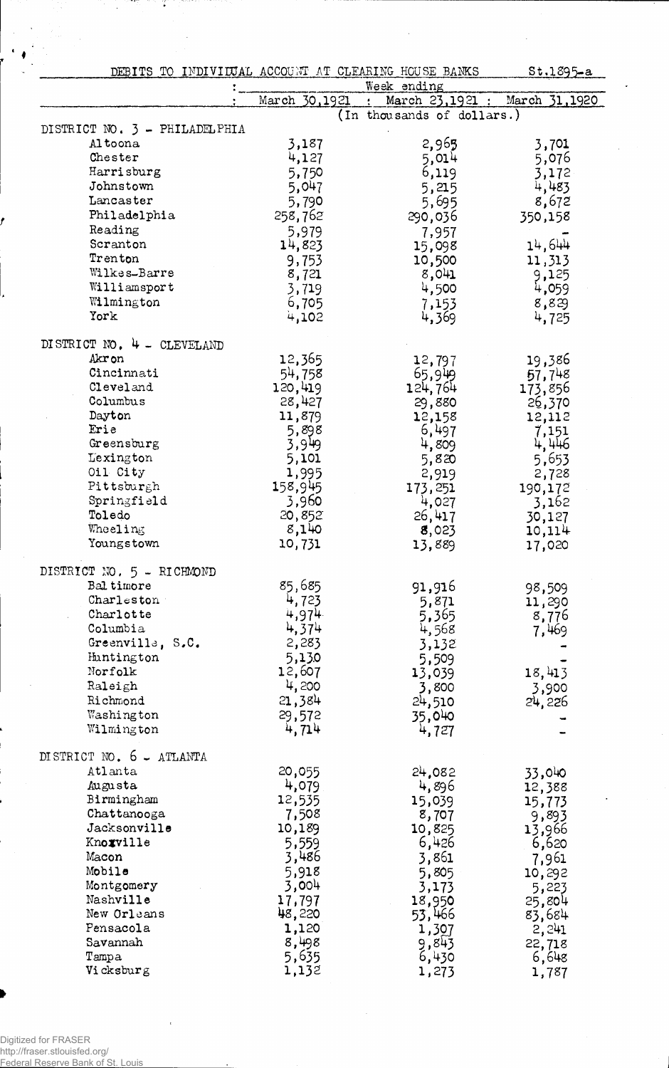DEBITS TO INDIVIDUAL ACCOUNT AT CLEARING HOUSE BANKS St.1895-a

| | Week ending | | |
|---|---|---|---|
| | March 30,1921 | March 23,1921 | March 31,1920 |
| | (In thousands of dollars.) | | |
| **DISTRICT NO. 3 - PHILADELPHIA** | | | |
| Altoona | 3,187 | 2,965 | 3,701 |
| Chester | 4,127 | 5,014 | 5,076 |
| Harrisburg | 5,750 | 6,119 | 3,172 |
| Johnstown | 5,047 | 5,215 | 4,483 |
| Lancaster | 5,790 | 5,695 | 8,672 |
| Philadelphia | 258,762 | 290,036 | 350,158 |
| Reading | 5,979 | 7,957 | - |
| Scranton | 14,823 | 15,098 | 14,644 |
| Trenton | 9,753 | 10,500 | 11,313 |
| Wilkes-Barre | 8,721 | 8,041 | 9,125 |
| Williamsport | 3,719 | 4,500 | 4,059 |
| Wilmington | 6,705 | 7,153 | 8,829 |
| York | 4,102 | 4,369 | 4,725 |
| **DISTRICT NO. 4 - CLEVELAND** | | | |
| Akron | 12,365 | 12,797 | 19,386 |
| Cincinnati | 54,758 | 65,949 | 57,748 |
| Cleveland | 120,419 | 124,764 | 173,856 |
| Columbus | 28,427 | 29,880 | 26,370 |
| Dayton | 11,879 | 12,158 | 12,112 |
| Erie | 5,898 | 6,497 | 7,151 |
| Greensburg | 3,949 | 4,809 | 4,446 |
| Lexington | 5,101 | 5,820 | 5,653 |
| Oil City | 1,995 | 2,919 | 2,728 |
| Pittsburgh | 158,945 | 173,251 | 190,172 |
| Springfield | 3,960 | 4,027 | 3,162 |
| Toledo | 20,852 | 26,417 | 30,127 |
| Wheeling | 8,140 | 8,023 | 10,114 |
| Youngstown | 10,731 | 13,889 | 17,020 |
| **DISTRICT NO. 5 - RICHMOND** | | | |
| Baltimore | 85,685 | 91,916 | 98,509 |
| Charleston | 4,723 | 5,871 | 11,290 |
| Charlotte | 4,974 | 5,365 | 8,776 |
| Columbia | 4,374 | 4,568 | 7,469 |
| Greenville, S.C. | 2,283 | 3,132 | - |
| Huntington | 5,130 | 5,509 | - |
| Norfolk | 12,607 | 13,039 | 18,413 |
| Raleigh | 4,200 | 3,800 | 3,900 |
| Richmond | 21,384 | 24,510 | 24,226 |
| Washington | 29,572 | 35,040 | - |
| Wilmington | 4,714 | 4,727 | - |
| **DISTRICT NO. 6 - ATLANTA** | | | |
| Atlanta | 20,055 | 24,082 | 33,040 |
| Augusta | 4,079 | 4,896 | 12,388 |
| Birmingham | 12,535 | 15,039 | 15,773 |
| Chattanooga | 7,508 | 8,707 | 9,893 |
| Jacksonville | 10,189 | 10,825 | 13,966 |
| Knoxville | 5,559 | 6,426 | 6,620 |
| Macon | 3,486 | 3,861 | 7,961 |
| Mobile | 5,918 | 5,805 | 10,292 |
| Montgomery | 3,004 | 3,173 | 5,223 |
| Nashville | 17,797 | 18,950 | 25,804 |
| New Orleans | 48,220 | 53,466 | 83,684 |
| Pensacola | 1,120 | 1,307 | 2,241 |
| Savannah | 8,498 | 9,843 | 22,718 |
| Tampa | 5,635 | 6,430 | 6,648 |
| Vicksburg | 1,132 | 1,273 | 1,787 |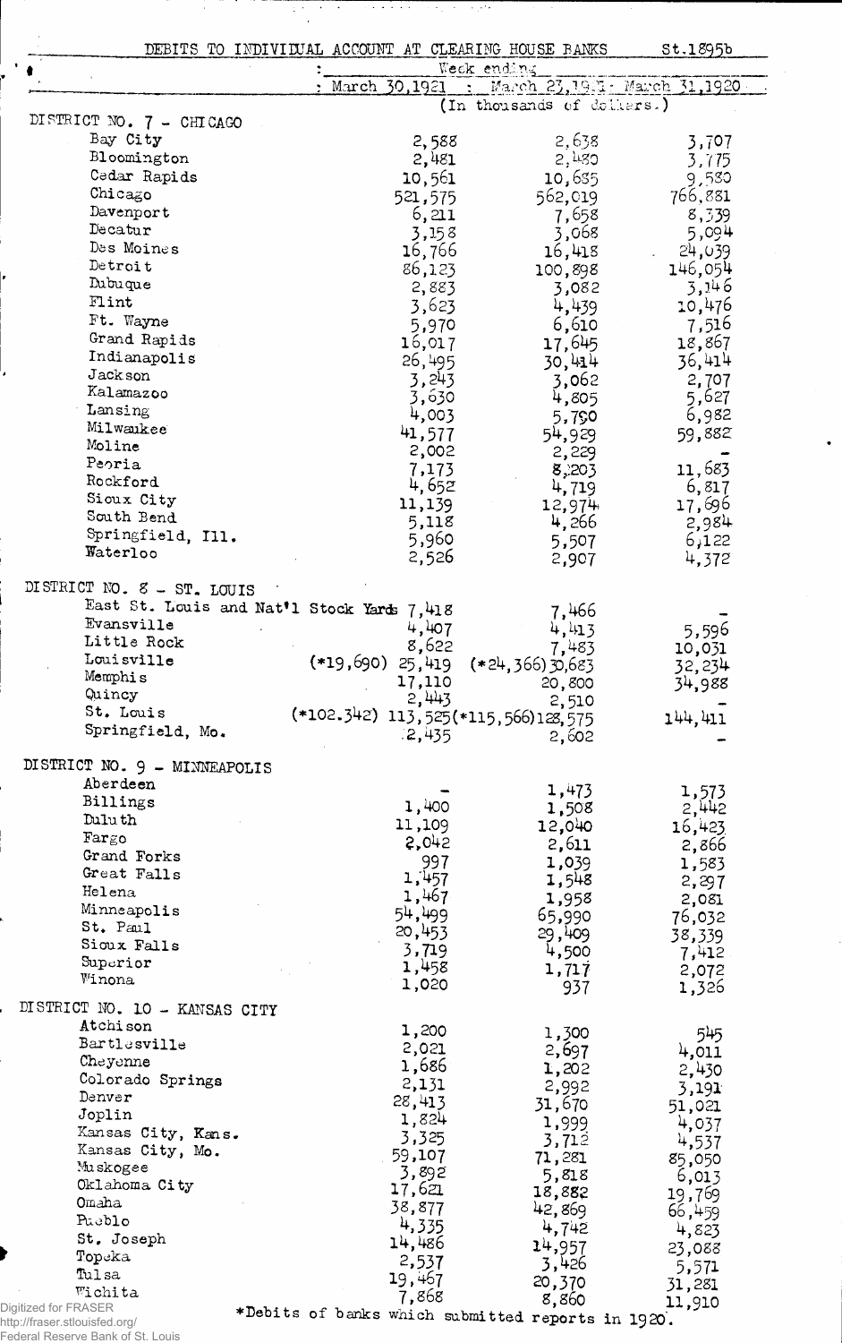DEBITS TO INDIVIDUAL ACCOUNT AT CLEARING HOUSE BANKS St.1895b

| | Week ending March 30,1921 | March 23,1921 | March 31,1920 |
|---|---|---|---|
| | (In thousands of dollars.) | | |
| **DISTRICT NO. 7 - CHICAGO** | | | |
| Bay City | 2,588 | 2,638 | 3,707 |
| Bloomington | 2,481 | 2,480 | 3,775 |
| Cedar Rapids | 10,561 | 10,685 | 9,580 |
| Chicago | 521,575 | 562,019 | 766,881 |
| Davenport | 6,211 | 7,658 | 8,339 |
| Decatur | 3,158 | 3,068 | 5,094 |
| Des Moines | 16,766 | 16,418 | 24,039 |
| Detroit | 86,123 | 100,898 | 146,054 |
| Dubuque | 2,883 | 3,082 | 3,146 |
| Flint | 3,623 | 4,439 | 10,476 |
| Ft. Wayne | 5,970 | 6,610 | 7,516 |
| Grand Rapids | 16,017 | 17,645 | 18,867 |
| Indianapolis | 26,495 | 30,414 | 36,414 |
| Jackson | 3,243 | 3,062 | 2,707 |
| Kalamazoo | 3,630 | 4,805 | 5,627 |
| Lansing | 4,003 | 5,790 | 6,982 |
| Milwaukee | 41,577 | 54,929 | 59,882 |
| Moline | 2,002 | 2,229 | - |
| Peoria | 7,173 | 8,203 | 11,683 |
| Rockford | 4,652 | 4,719 | 6,817 |
| Sioux City | 11,139 | 12,974 | 17,696 |
| South Bend | 5,118 | 4,266 | 2,984 |
| Springfield, Ill. | 5,960 | 5,507 | 6,122 |
| Waterloo | 2,526 | 2,907 | 4,372 |
| **DISTRICT NO. 8 - ST. LOUIS** | | | |
| East St. Louis and Nat'l Stock Yards | 7,418 | 7,466 | - |
| Evansville | 4,407 | 4,413 | 5,596 |
| Little Rock | 8,622 | 7,483 | 10,031 |
| Louisville | (*19,690) 25,419 | (*24,366) 30,683 | 32,234 |
| Memphis | 17,110 | 20,800 | 34,988 |
| Quincy | 2,443 | 2,510 | - |
| St. Louis | (*102,342) 113,525 | (*115,566) 128,575 | 144,411 |
| Springfield, Mo. | 2,435 | 2,602 | - |
| **DISTRICT NO. 9 - MINNEAPOLIS** | | | |
| Aberdeen | - | 1,473 | 1,573 |
| Billings | 1,400 | 1,508 | 2,442 |
| Duluth | 11,109 | 12,040 | 16,423 |
| Fargo | 2,042 | 2,611 | 2,866 |
| Grand Forks | 997 | 1,039 | 1,583 |
| Great Falls | 1,457 | 1,548 | 2,297 |
| Helena | 1,467 | 1,958 | 2,081 |
| Minneapolis | 54,499 | 65,990 | 76,032 |
| St. Paul | 20,453 | 29,409 | 38,339 |
| Sioux Falls | 3,719 | 4,500 | 7,412 |
| Superior | 1,458 | 1,717 | 2,072 |
| Winona | 1,020 | 937 | 1,326 |
| **DISTRICT NO. 10 - KANSAS CITY** | | | |
| Atchison | 1,200 | 1,300 | 545 |
| Bartlesville | 2,021 | 2,697 | 4,011 |
| Cheyenne | 1,686 | 1,202 | 2,430 |
| Colorado Springs | 2,131 | 2,992 | 3,191 |
| Denver | 28,413 | 31,670 | 51,021 |
| Joplin | 1,824 | 1,999 | 4,037 |
| Kansas City, Kans. | 3,325 | 3,712 | 4,537 |
| Kansas City, Mo. | 59,107 | 71,281 | 85,050 |
| Muskogee | 3,892 | 5,818 | 6,013 |
| Oklahoma City | 17,621 | 18,882 | 19,769 |
| Omaha | 38,877 | 42,869 | 66,459 |
| Pueblo | 4,335 | 4,742 | 4,823 |
| St. Joseph | 14,486 | 14,957 | 23,088 |
| Topeka | 2,537 | 3,426 | 5,571 |
| Tulsa | 19,467 | 20,370 | 31,281 |
| Wichita | 7,868 | 8,860 | 11,910 |

*Debits of banks which submitted reports in 1920.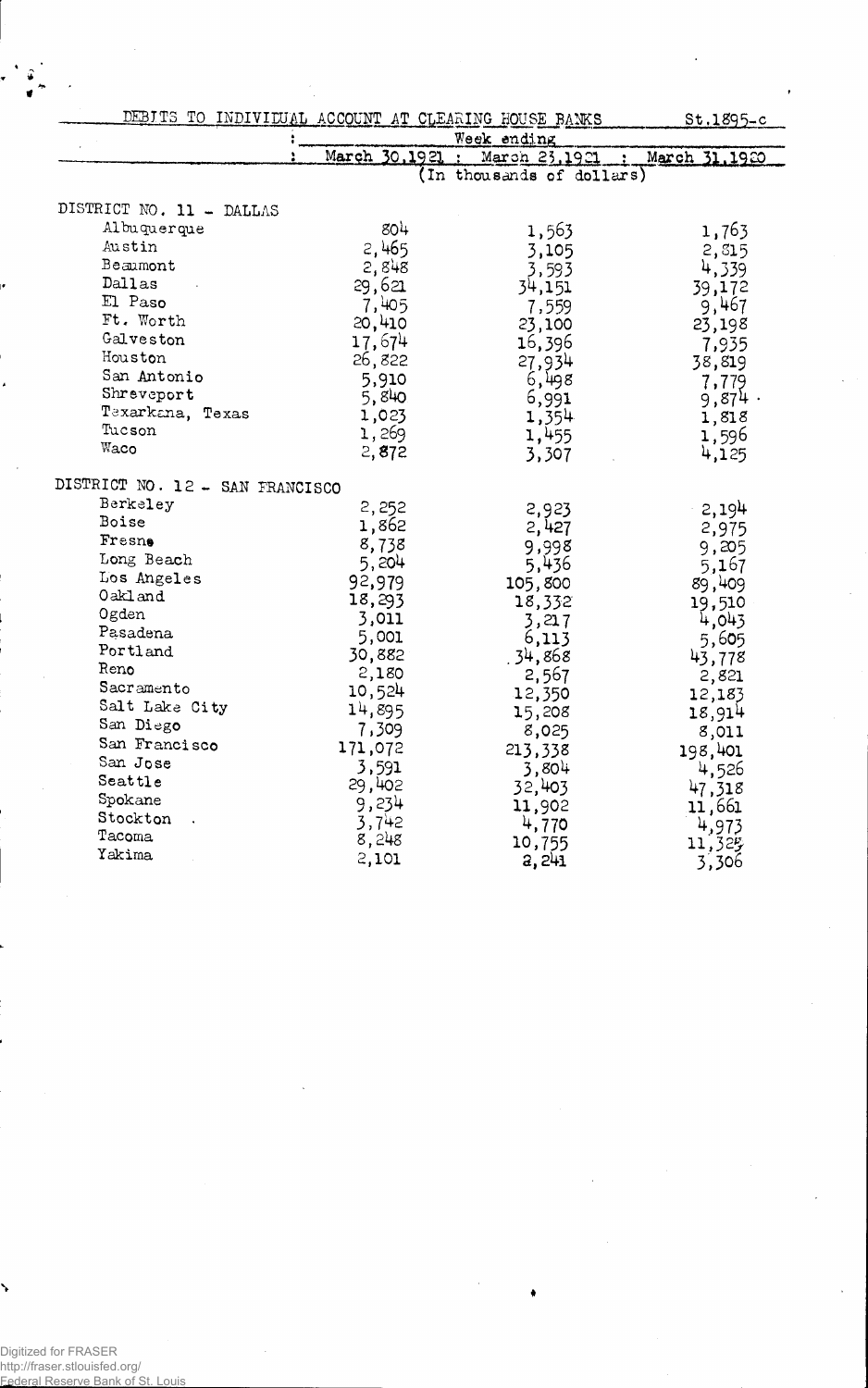## DEBITS TO INDIVIDUAL ACCOUNT AT CLEARING HOUSE BANKS

St.1895-c

| | Week ending | | |
|---|---|---|---|
| | March 30,1921 | March 23,1921 | March 31,1920 |
| | (In thousands of dollars) | | |
| **DISTRICT NO. 11 - DALLAS** | | | |
| Albuquerque | 804 | 1,563 | 1,763 |
| Austin | 2,465 | 3,105 | 2,815 |
| Beaumont | 2,848 | 3,593 | 4,339 |
| Dallas | 29,621 | 34,151 | 39,172 |
| El Paso | 7,405 | 7,559 | 9,467 |
| Ft. Worth | 20,410 | 23,100 | 23,198 |
| Galveston | 17,674 | 16,396 | 7,935 |
| Houston | 26,822 | 27,934 | 38,819 |
| San Antonio | 5,910 | 6,498 | 7,779 |
| Shreveport | 5,840 | 6,991 | 9,874 |
| Texarkana, Texas | 1,023 | 1,354 | 1,818 |
| Tucson | 1,269 | 1,455 | 1,596 |
| Waco | 2,872 | 3,307 | 4,125 |
| **DISTRICT NO. 12 - SAN FRANCISCO** | | | |
| Berkeley | 2,252 | 2,923 | 2,194 |
| Boise | 1,862 | 2,427 | 2,975 |
| Fresno | 8,738 | 9,998 | 9,205 |
| Long Beach | 5,204 | 5,436 | 5,167 |
| Los Angeles | 92,979 | 105,800 | 89,409 |
| Oakland | 18,293 | 18,332 | 19,510 |
| Ogden | 3,011 | 3,217 | 4,043 |
| Pasadena | 5,001 | 6,113 | 5,605 |
| Portland | 30,882 | 34,868 | 43,778 |
| Reno | 2,180 | 2,567 | 2,821 |
| Sacramento | 10,524 | 12,350 | 12,183 |
| Salt Lake City | 14,895 | 15,208 | 18,914 |
| San Diego | 7,309 | 8,025 | 8,011 |
| San Francisco | 171,072 | 213,338 | 198,401 |
| San Jose | 3,591 | 3,804 | 4,526 |
| Seattle | 29,402 | 32,403 | 47,318 |
| Spokane | 9,234 | 11,902 | 11,661 |
| Stockton | 3,742 | 4,770 | 4,973 |
| Tacoma | 8,248 | 10,755 | 11,325 |
| Yakima | 2,101 | 2,241 | 3,306 |